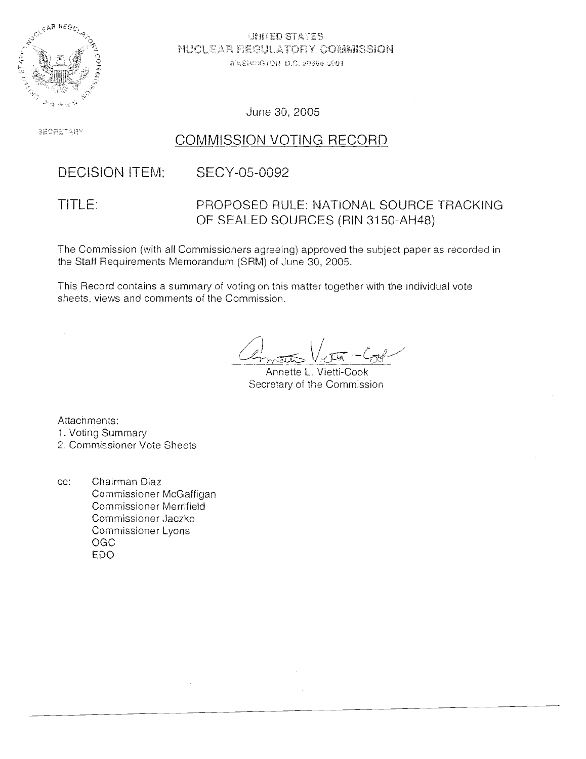UNITED STATES
NUCLEAR REGULATORY COMMISSION
WASHINGTON, D.C. 20555-0001

June 30, 2005

SECRETARY

## COMMISSION VOTING RECORD

DECISION ITEM: SECY-05-0092

TITLE: PROPOSED RULE: NATIONAL SOURCE TRACKING OF SEALED SOURCES (RIN 3150-AH48)

The Commission (with all Commissioners agreeing) approved the subject paper as recorded in the Staff Requirements Memorandum (SRM) of June 30, 2005.

This Record contains a summary of voting on this matter together with the individual vote sheets, views and comments of the Commission.

Annette L. Vietti-Cook
Secretary of the Commission

Attachments:
1. Voting Summary
2. Commissioner Vote Sheets

cc: Chairman Diaz
Commissioner McGaffigan
Commissioner Merrifield
Commissioner Jaczko
Commissioner Lyons
OGC
EDO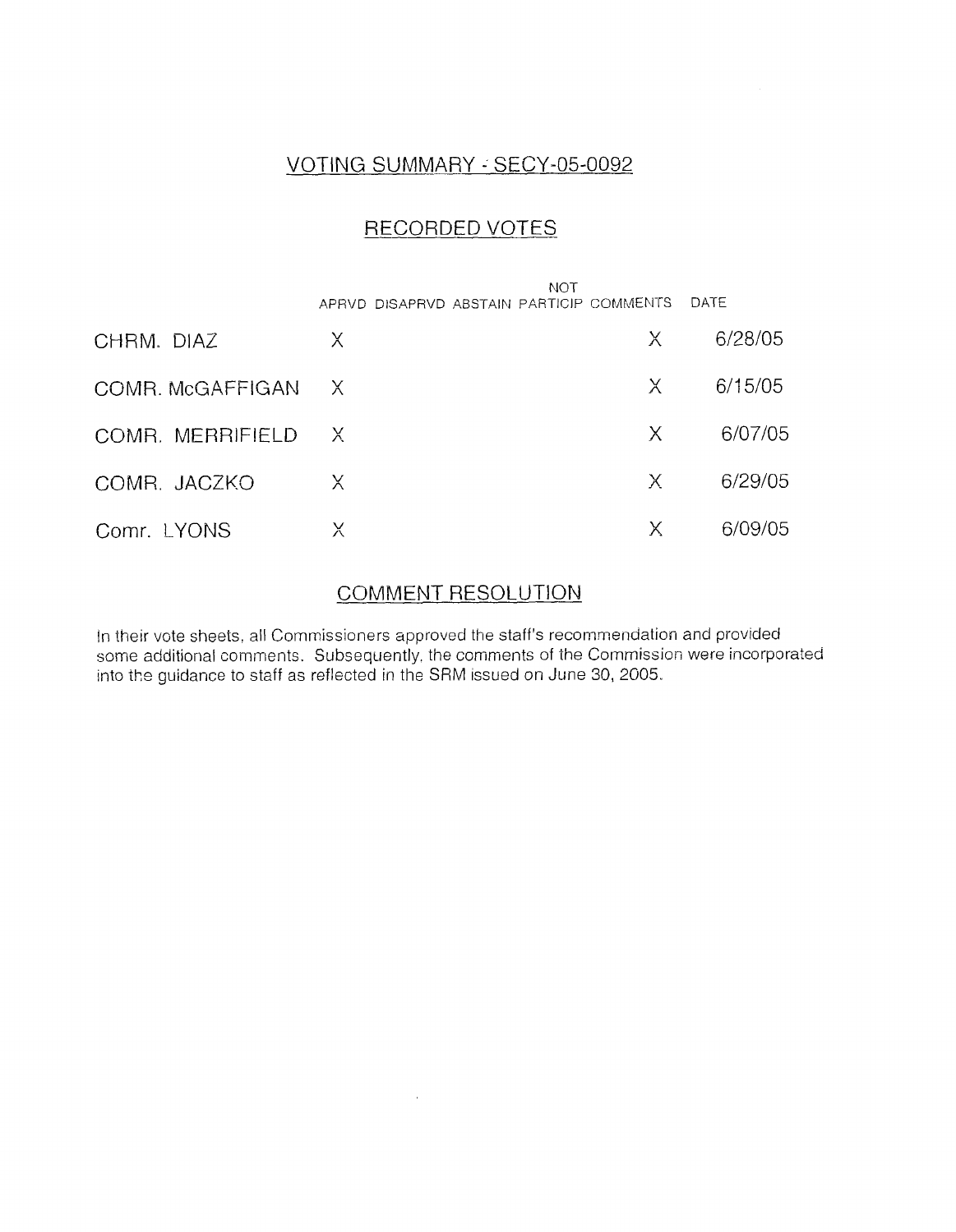## VOTING SUMMARY - SECY-05-0092

### RECORDED VOTES

| | APRVD | DISAPRVD | ABSTAIN | NOT PARTICIP | COMMENTS | DATE |
|---|---|---|---|---|---|---|
| CHRM. DIAZ | X | | | | X | 6/28/05 |
| COMR. McGAFFIGAN | X | | | | X | 6/15/05 |
| COMR. MERRIFIELD | X | | | | X | 6/07/05 |
| COMR. JACZKO | X | | | | X | 6/29/05 |
| Comr. LYONS | X | | | | X | 6/09/05 |

### COMMENT RESOLUTION

In their vote sheets, all Commissioners approved the staff's recommendation and provided some additional comments. Subsequently, the comments of the Commission were incorporated into the guidance to staff as reflected in the SRM issued on June 30, 2005.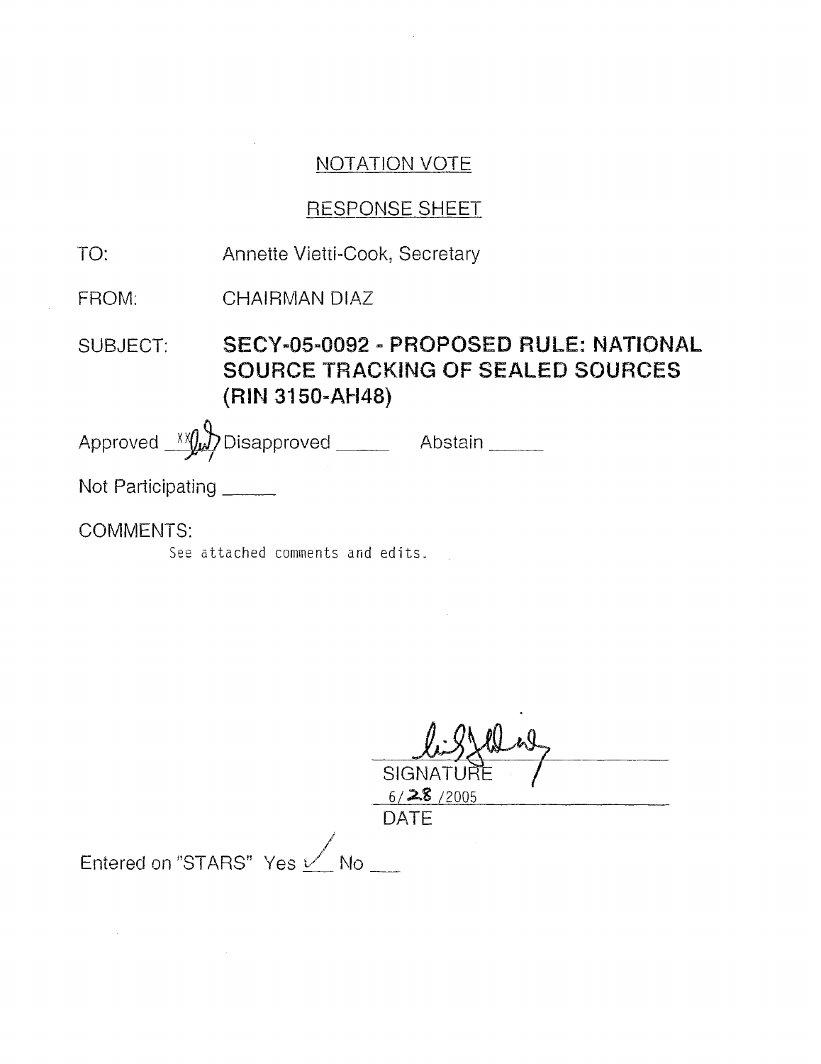# NOTATION VOTE

## RESPONSE SHEET

TO: Annette Vietti-Cook, Secretary

FROM: CHAIRMAN DIAZ

SUBJECT: **SECY-05-0092 - PROPOSED RULE: NATIONAL SOURCE TRACKING OF SEALED SOURCES (RIN 3150-AH48)**

Approved XX Disapproved _____ Abstain _____

Not Participating _____

COMMENTS:

See attached comments and edits.

SIGNATURE

6/28/2005

DATE

Entered on "STARS" Yes ✓ No ___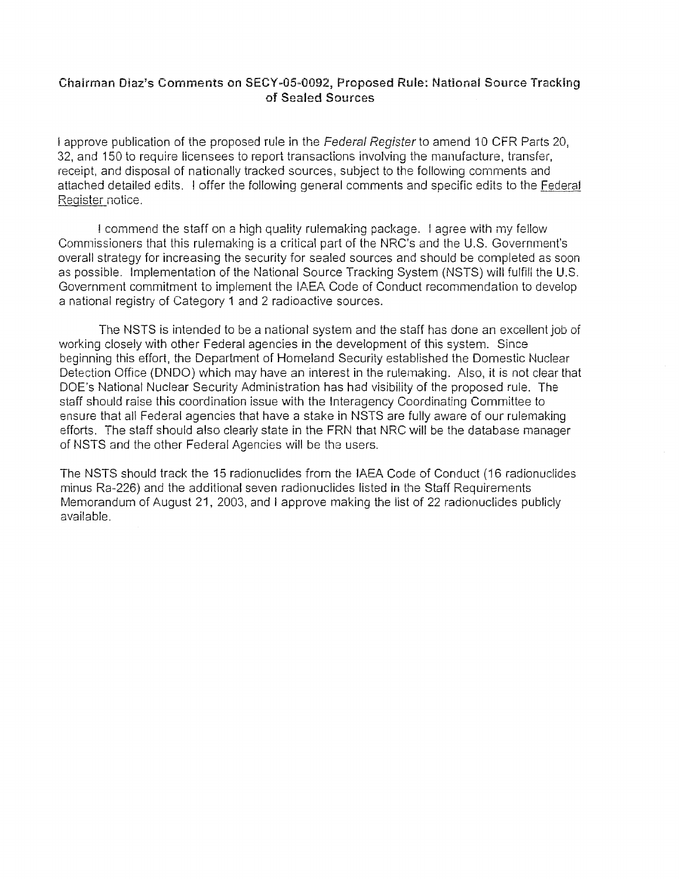## Chairman Diaz's Comments on SECY-05-0092, Proposed Rule: National Source Tracking of Sealed Sources

I approve publication of the proposed rule in the *Federal Register* to amend 10 CFR Parts 20, 32, and 150 to require licensees to report transactions involving the manufacture, transfer, receipt, and disposal of nationally tracked sources, subject to the following comments and attached detailed edits. I offer the following general comments and specific edits to the Federal Register notice.

I commend the staff on a high quality rulemaking package. I agree with my fellow Commissioners that this rulemaking is a critical part of the NRC's and the U.S. Government's overall strategy for increasing the security for sealed sources and should be completed as soon as possible. Implementation of the National Source Tracking System (NSTS) will fulfill the U.S. Government commitment to implement the IAEA Code of Conduct recommendation to develop a national registry of Category 1 and 2 radioactive sources.

The NSTS is intended to be a national system and the staff has done an excellent job of working closely with other Federal agencies in the development of this system. Since beginning this effort, the Department of Homeland Security established the Domestic Nuclear Detection Office (DNDO) which may have an interest in the rulemaking. Also, it is not clear that DOE's National Nuclear Security Administration has had visibility of the proposed rule. The staff should raise this coordination issue with the Interagency Coordinating Committee to ensure that all Federal agencies that have a stake in NSTS are fully aware of our rulemaking efforts. The staff should also clearly state in the FRN that NRC will be the database manager of NSTS and the other Federal Agencies will be the users.

The NSTS should track the 15 radionuclides from the IAEA Code of Conduct (16 radionuclides minus Ra-226) and the additional seven radionuclides listed in the Staff Requirements Memorandum of August 21, 2003, and I approve making the list of 22 radionuclides publicly available.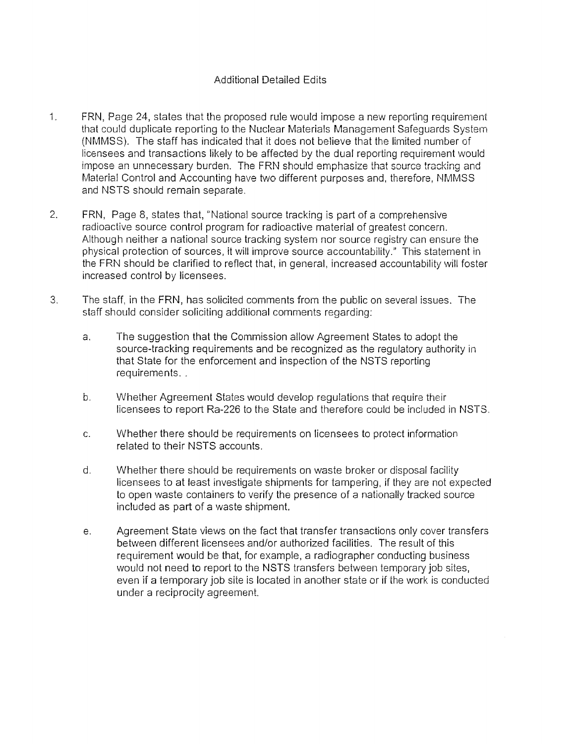# Additional Detailed Edits

1. FRN, Page 24, states that the proposed rule would impose a new reporting requirement that could duplicate reporting to the Nuclear Materials Management Safeguards System (NMMSS). The staff has indicated that it does not believe that the limited number of licensees and transactions likely to be affected by the dual reporting requirement would impose an unnecessary burden. The FRN should emphasize that source tracking and Material Control and Accounting have two different purposes and, therefore, NMMSS and NSTS should remain separate.

2. FRN, Page 8, states that, "National source tracking is part of a comprehensive radioactive source control program for radioactive material of greatest concern. Although neither a national source tracking system nor source registry can ensure the physical protection of sources, it will improve source accountability." This statement in the FRN should be clarified to reflect that, in general, increased accountability will foster increased control by licensees.

3. The staff, in the FRN, has solicited comments from the public on several issues. The staff should consider soliciting additional comments regarding:

   a. The suggestion that the Commission allow Agreement States to adopt the source-tracking requirements and be recognized as the regulatory authority in that State for the enforcement and inspection of the NSTS reporting requirements. .

   b. Whether Agreement States would develop regulations that require their licensees to report Ra-226 to the State and therefore could be included in NSTS.

   c. Whether there should be requirements on licensees to protect information related to their NSTS accounts.

   d. Whether there should be requirements on waste broker or disposal facility licensees to at least investigate shipments for tampering, if they are not expected to open waste containers to verify the presence of a nationally tracked source included as part of a waste shipment.

   e. Agreement State views on the fact that transfer transactions only cover transfers between different licensees and/or authorized facilities. The result of this requirement would be that, for example, a radiographer conducting business would not need to report to the NSTS transfers between temporary job sites, even if a temporary job site is located in another state or if the work is conducted under a reciprocity agreement.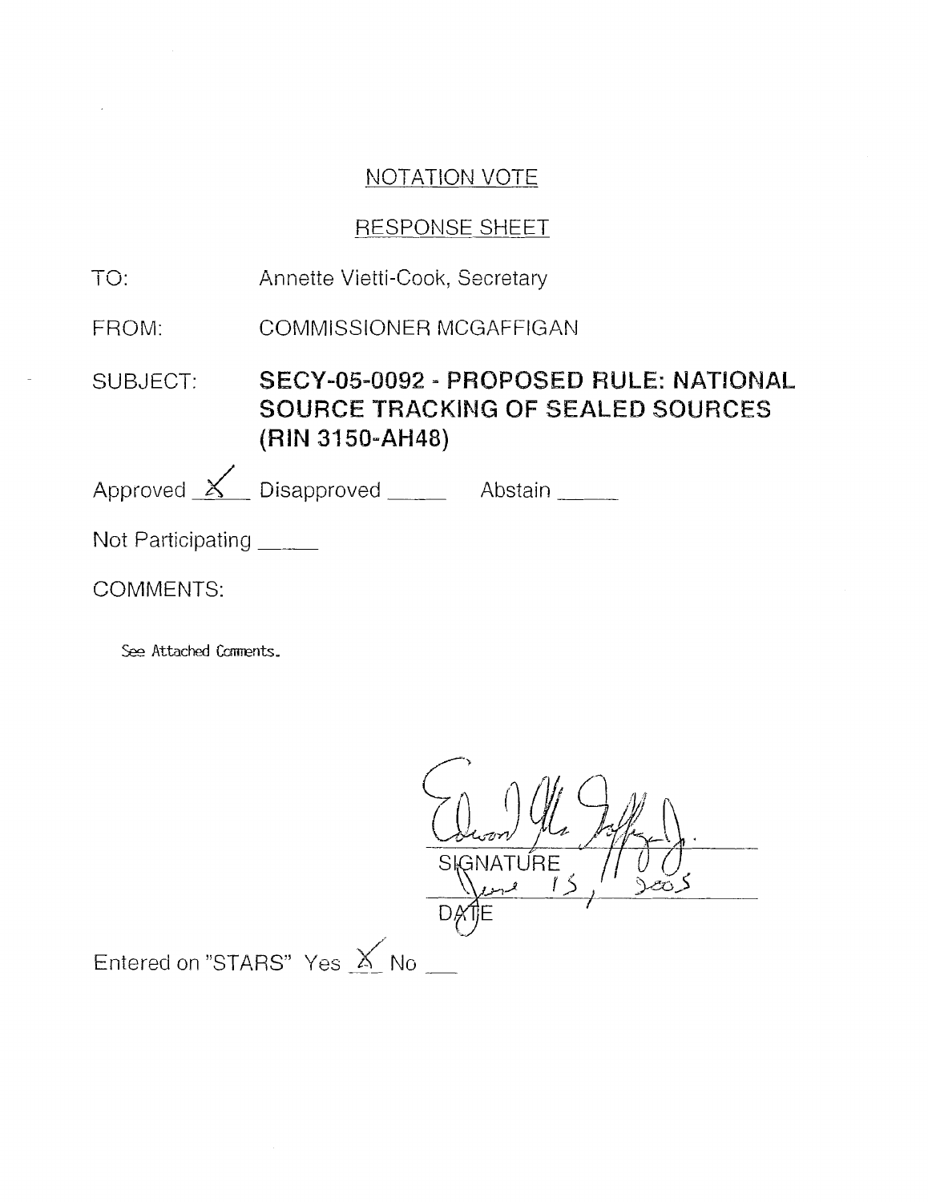## NOTATION VOTE

## RESPONSE SHEET

TO: Annette Vietti-Cook, Secretary

FROM: COMMISSIONER MCGAFFIGAN

SUBJECT: **SECY-05-0092 - PROPOSED RULE: NATIONAL SOURCE TRACKING OF SEALED SOURCES (RIN 3150-AH48)**

Approved X Disapproved _____ Abstain _____

Not Participating _____

COMMENTS:

See Attached Comments.

SIGNATURE

June 15, 2005

DATE

Entered on "STARS" Yes X No ___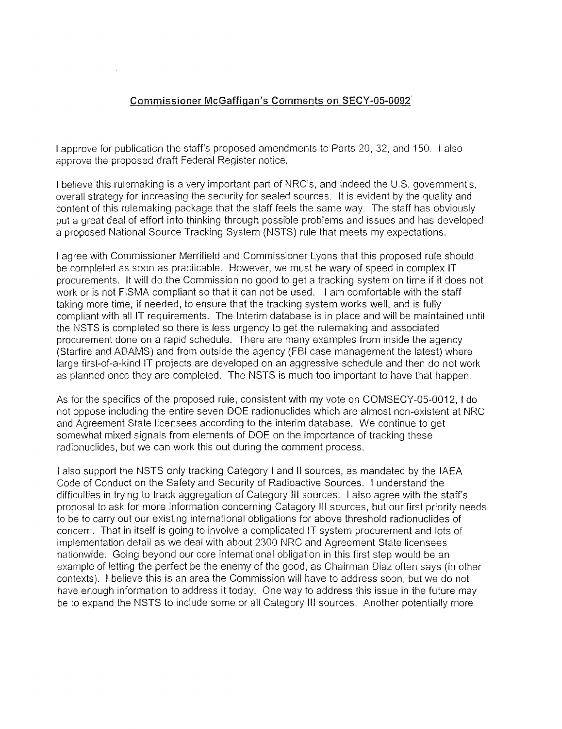## Commissioner McGaffigan's Comments on SECY-05-0092

I approve for publication the staff's proposed amendments to Parts 20, 32, and 150. I also approve the proposed draft Federal Register notice.

I believe this rulemaking is a very important part of NRC's, and indeed the U.S. government's, overall strategy for increasing the security for sealed sources. It is evident by the quality and content of this rulemaking package that the staff feels the same way. The staff has obviously put a great deal of effort into thinking through possible problems and issues and has developed a proposed National Source Tracking System (NSTS) rule that meets my expectations.

I agree with Commissioner Merrifield and Commissioner Lyons that this proposed rule should be completed as soon as practicable. However, we must be wary of speed in complex IT procurements. It will do the Commission no good to get a tracking system on time if it does not work or is not FISMA compliant so that it can not be used. I am comfortable with the staff taking more time, if needed, to ensure that the tracking system works well, and is fully compliant with all IT requirements. The Interim database is in place and will be maintained until the NSTS is completed so there is less urgency to get the rulemaking and associated procurement done on a rapid schedule. There are many examples from inside the agency (Starfire and ADAMS) and from outside the agency (FBI case management the latest) where large first-of-a-kind IT projects are developed on an aggressive schedule and then do not work as planned once they are completed. The NSTS is much too important to have that happen.

As for the specifics of the proposed rule, consistent with my vote on COMSECY-05-0012, I do not oppose including the entire seven DOE radionuclides which are almost non-existent at NRC and Agreement State licensees according to the interim database. We continue to get somewhat mixed signals from elements of DOE on the importance of tracking these radionuclides, but we can work this out during the comment process.

I also support the NSTS only tracking Category I and II sources, as mandated by the IAEA Code of Conduct on the Safety and Security of Radioactive Sources. I understand the difficulties in trying to track aggregation of Category III sources. I also agree with the staff's proposal to ask for more information concerning Category III sources, but our first priority needs to be to carry out our existing international obligations for above threshold radionuclides of concern. That in itself is going to involve a complicated IT system procurement and lots of implementation detail as we deal with about 2300 NRC and Agreement State licensees nationwide. Going beyond our core international obligation in this first step would be an example of letting the perfect be the enemy of the good, as Chairman Diaz often says (in other contexts). I believe this is an area the Commission will have to address soon, but we do not have enough information to address it today. One way to address this issue in the future may be to expand the NSTS to include some or all Category III sources. Another potentially more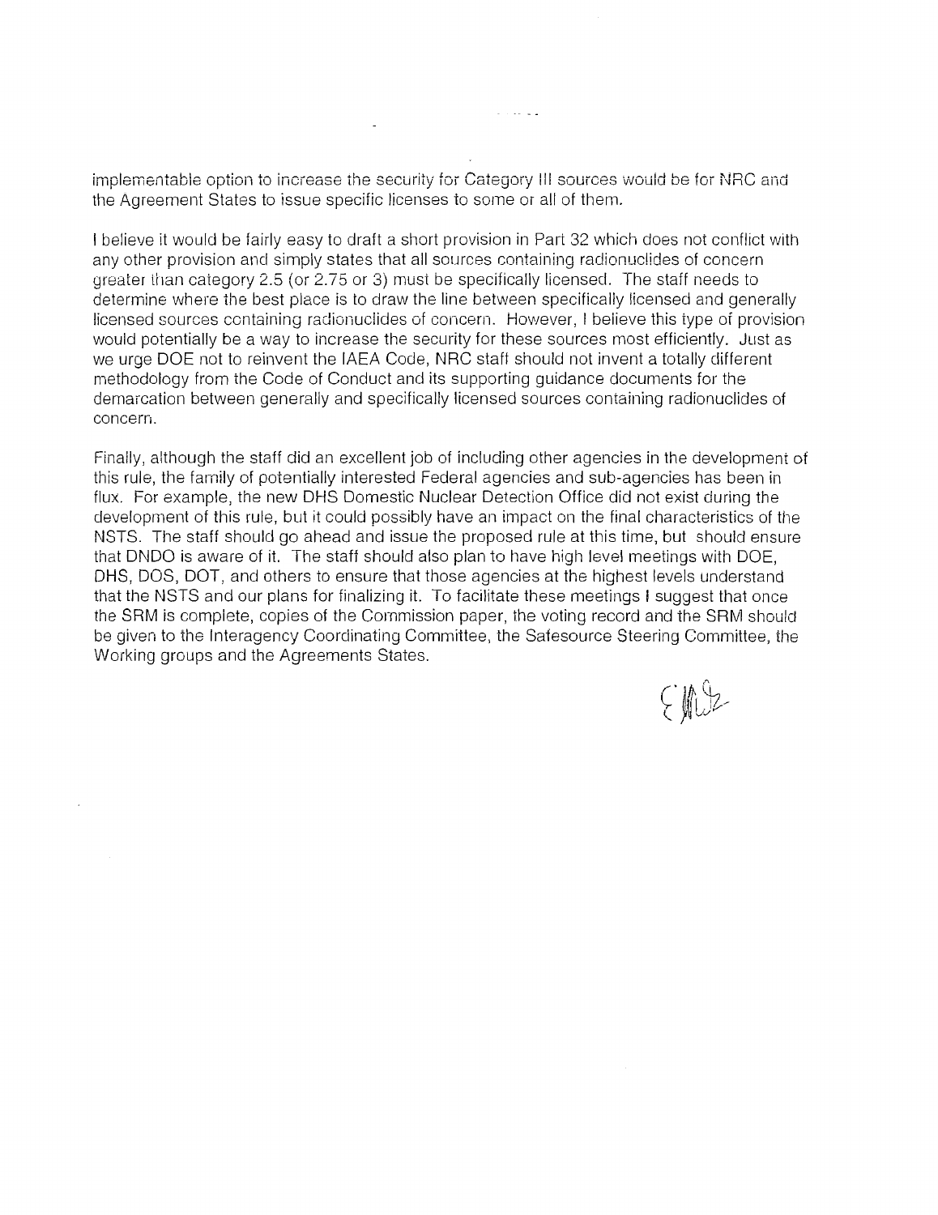implementable option to increase the security for Category III sources would be for NRC and the Agreement States to issue specific licenses to some or all of them.

I believe it would be fairly easy to draft a short provision in Part 32 which does not conflict with any other provision and simply states that all sources containing radionuclides of concern greater than category 2.5 (or 2.75 or 3) must be specifically licensed. The staff needs to determine where the best place is to draw the line between specifically licensed and generally licensed sources containing radionuclides of concern. However, I believe this type of provision would potentially be a way to increase the security for these sources most efficiently. Just as we urge DOE not to reinvent the IAEA Code, NRC staff should not invent a totally different methodology from the Code of Conduct and its supporting guidance documents for the demarcation between generally and specifically licensed sources containing radionuclides of concern.

Finally, although the staff did an excellent job of including other agencies in the development of this rule, the family of potentially interested Federal agencies and sub-agencies has been in flux. For example, the new DHS Domestic Nuclear Detection Office did not exist during the development of this rule, but it could possibly have an impact on the final characteristics of the NSTS. The staff should go ahead and issue the proposed rule at this time, but should ensure that DNDO is aware of it. The staff should also plan to have high level meetings with DOE, DHS, DOS, DOT, and others to ensure that those agencies at the highest levels understand that the NSTS and our plans for finalizing it. To facilitate these meetings I suggest that once the SRM is complete, copies of the Commission paper, the voting record and the SRM should be given to the Interagency Coordinating Committee, the Safesource Steering Committee, the Working groups and the Agreements States.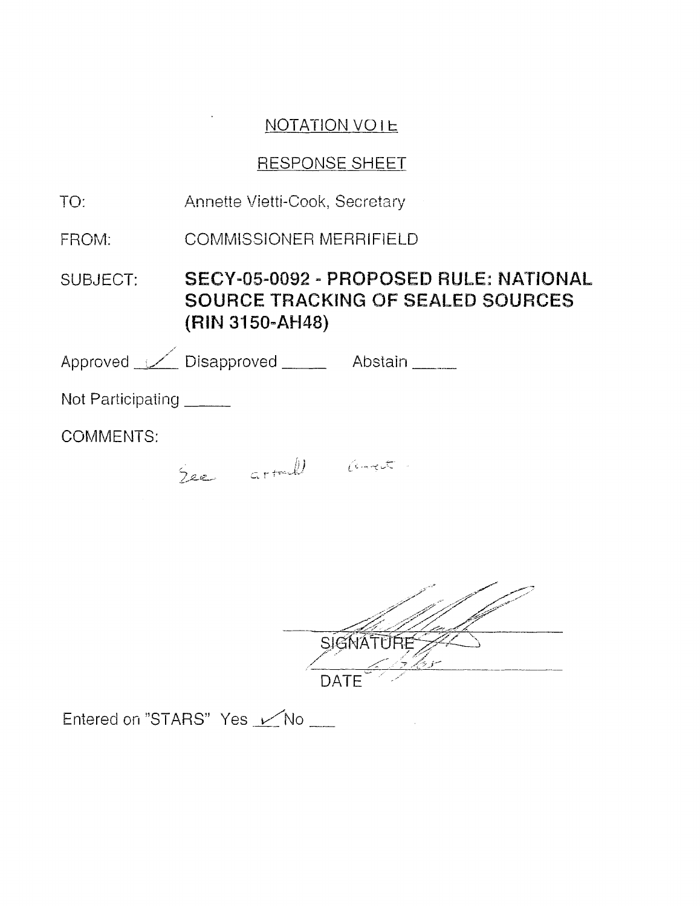## NOTATION VOTE

## RESPONSE SHEET

TO: Annette Vietti-Cook, Secretary

FROM: COMMISSIONER MERRIFIELD

SUBJECT: **SECY-05-0092 - PROPOSED RULE: NATIONAL SOURCE TRACKING OF SEALED SOURCES (RIN 3150-AH48)**

Approved ✓ Disapproved _____ Abstain _____

Not Participating _____

COMMENTS:

See attached comment.

SIGNATURE

6/3/05

DATE

Entered on "STARS" Yes ✓ No ___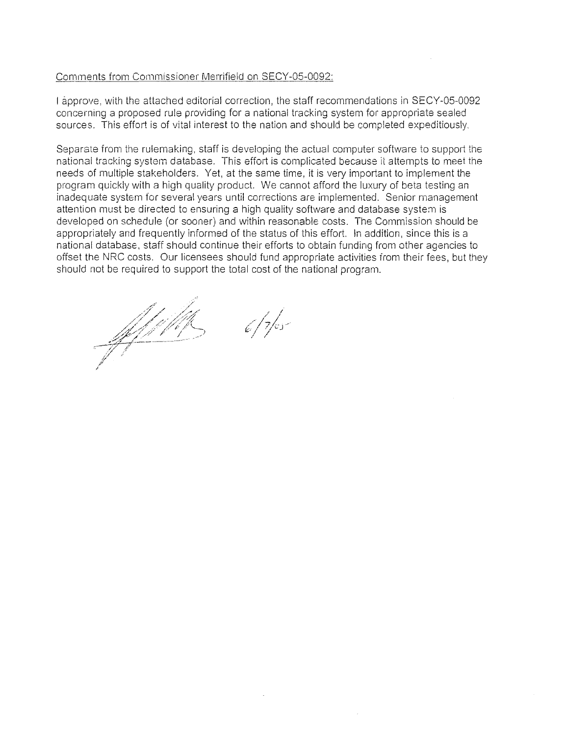Comments from Commissioner Merrifield on SECY-05-0092:

I approve, with the attached editorial correction, the staff recommendations in SECY-05-0092 concerning a proposed rule providing for a national tracking system for appropriate sealed sources. This effort is of vital interest to the nation and should be completed expeditiously.

Separate from the rulemaking, staff is developing the actual computer software to support the national tracking system database. This effort is complicated because it attempts to meet the needs of multiple stakeholders. Yet, at the same time, it is very important to implement the program quickly with a high quality product. We cannot afford the luxury of beta testing an inadequate system for several years until corrections are implemented. Senior management attention must be directed to ensuring a high quality software and database system is developed on schedule (or sooner) and within reasonable costs. The Commission should be appropriately and frequently informed of the status of this effort. In addition, since this is a national database, staff should continue their efforts to obtain funding from other agencies to offset the NRC costs. Our licensees should fund appropriate activities from their fees, but they should not be required to support the total cost of the national program.

6/7/05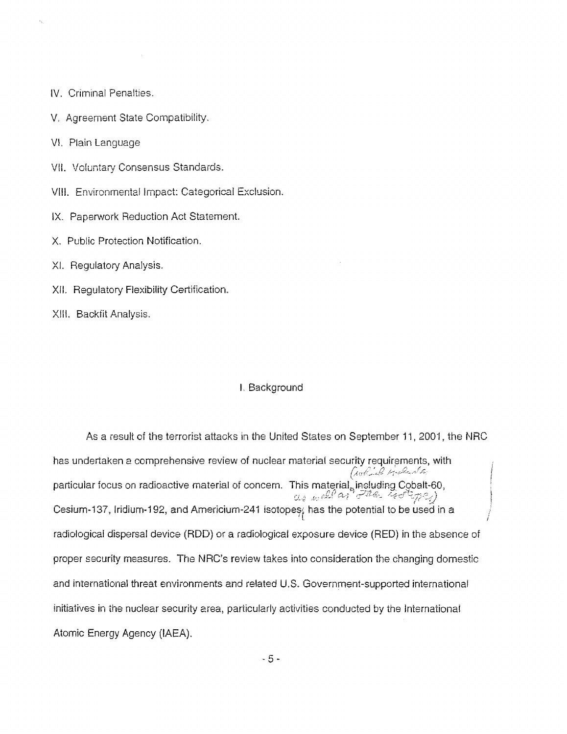IV. Criminal Penalties.

V. Agreement State Compatibility.

VI. Plain Language

VII. Voluntary Consensus Standards.

VIII. Environmental Impact: Categorical Exclusion.

IX. Paperwork Reduction Act Statement.

X. Public Protection Notification.

XI. Regulatory Analysis.

XII. Regulatory Flexibility Certification.

XIII. Backfit Analysis.

## I. Background

As a result of the terrorist attacks in the United States on September 11, 2001, the NRC has undertaken a comprehensive review of nuclear material security requirements, with particular focus on radioactive material of concern. This material, including Cobalt-60, Cesium-137, Iridium-192, and Americium-241 isotopes, has the potential to be used in a radiological dispersal device (RDD) or a radiological exposure device (RED) in the absence of proper security measures. The NRC's review takes into consideration the changing domestic and international threat environments and related U.S. Government-supported international initiatives in the nuclear security area, particularly activities conducted by the International Atomic Energy Agency (IAEA).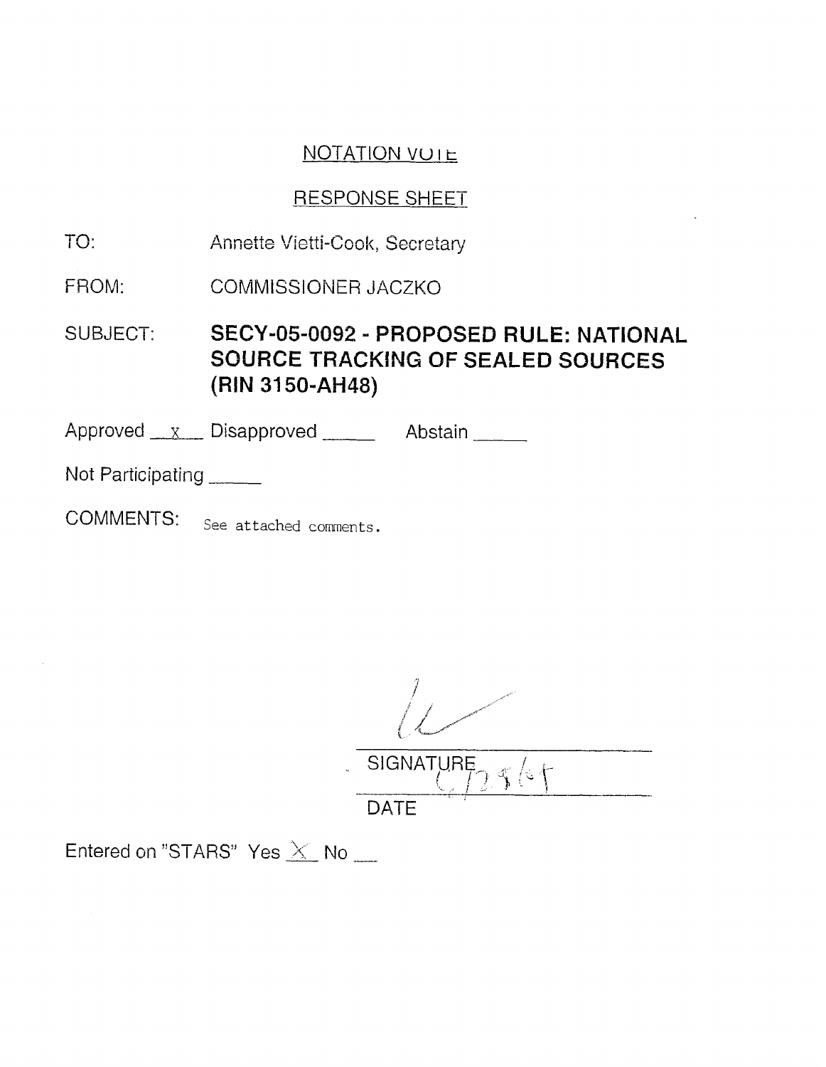## NOTATION VOTE

## RESPONSE SHEET

TO: Annette Vietti-Cook, Secretary

FROM: COMMISSIONER JACZKO

**SUBJECT: SECY-05-0092 - PROPOSED RULE: NATIONAL SOURCE TRACKING OF SEALED SOURCES (RIN 3150-AH48)**

Approved __x__ Disapproved _____ Abstain _____

Not Participating _____

COMMENTS: See attached comments.

SIGNATURE

6/28/05

DATE

Entered on "STARS" Yes X No __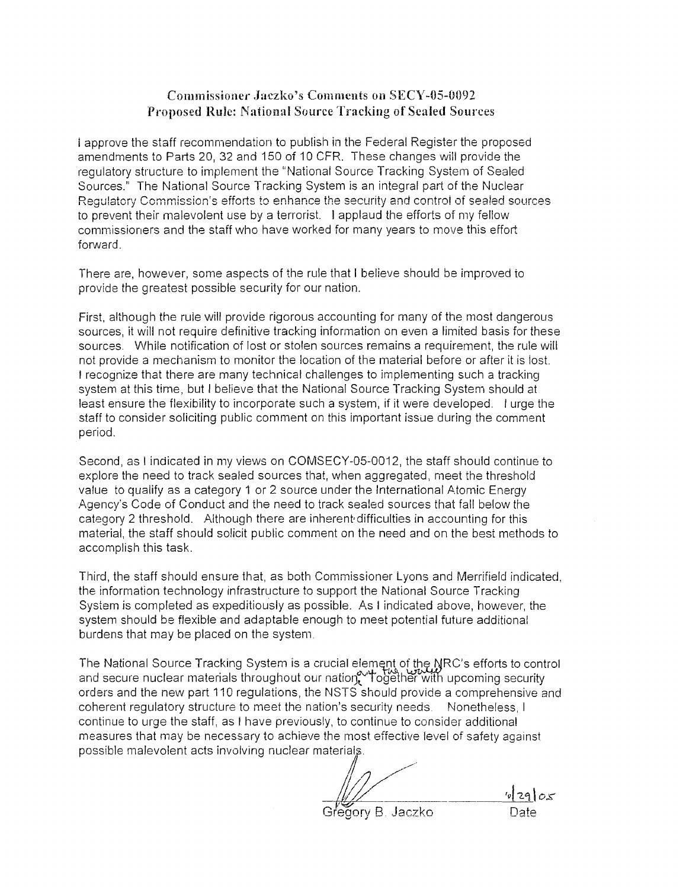## Commissioner Jaczko's Comments on SECY-05-0092
## Proposed Rule: National Source Tracking of Sealed Sources

I approve the staff recommendation to publish in the Federal Register the proposed amendments to Parts 20, 32 and 150 of 10 CFR. These changes will provide the regulatory structure to implement the "National Source Tracking System of Sealed Sources." The National Source Tracking System is an integral part of the Nuclear Regulatory Commission's efforts to enhance the security and control of sealed sources to prevent their malevolent use by a terrorist. I applaud the efforts of my fellow commissioners and the staff who have worked for many years to move this effort forward.

There are, however, some aspects of the rule that I believe should be improved to provide the greatest possible security for our nation.

First, although the rule will provide rigorous accounting for many of the most dangerous sources, it will not require definitive tracking information on even a limited basis for these sources. While notification of lost or stolen sources remains a requirement, the rule will not provide a mechanism to monitor the location of the material before or after it is lost. I recognize that there are many technical challenges to implementing such a tracking system at this time, but I believe that the National Source Tracking System should at least ensure the flexibility to incorporate such a system, if it were developed. I urge the staff to consider soliciting public comment on this important issue during the comment period.

Second, as I indicated in my views on COMSECY-05-0012, the staff should continue to explore the need to track sealed sources that, when aggregated, meet the threshold value to qualify as a category 1 or 2 source under the International Atomic Energy Agency's Code of Conduct and the need to track sealed sources that fall below the category 2 threshold. Although there are inherent difficulties in accounting for this material, the staff should solicit public comment on the need and on the best methods to accomplish this task.

Third, the staff should ensure that, as both Commissioner Lyons and Merrifield indicated, the information technology infrastructure to support the National Source Tracking System is completed as expeditiously as possible. As I indicated above, however, the system should be flexible and adaptable enough to meet potential future additional burdens that may be placed on the system.

The National Source Tracking System is a crucial element of the NRC's efforts to control and secure nuclear materials throughout our nation and the world. Together with upcoming security orders and the new part 110 regulations, the NSTS should provide a comprehensive and coherent regulatory structure to meet the nation's security needs. Nonetheless, I continue to urge the staff, as I have previously, to continue to consider additional measures that may be necessary to achieve the most effective level of safety against possible malevolent acts involving nuclear materials.

Gregory B. Jaczko

6/29/05

Date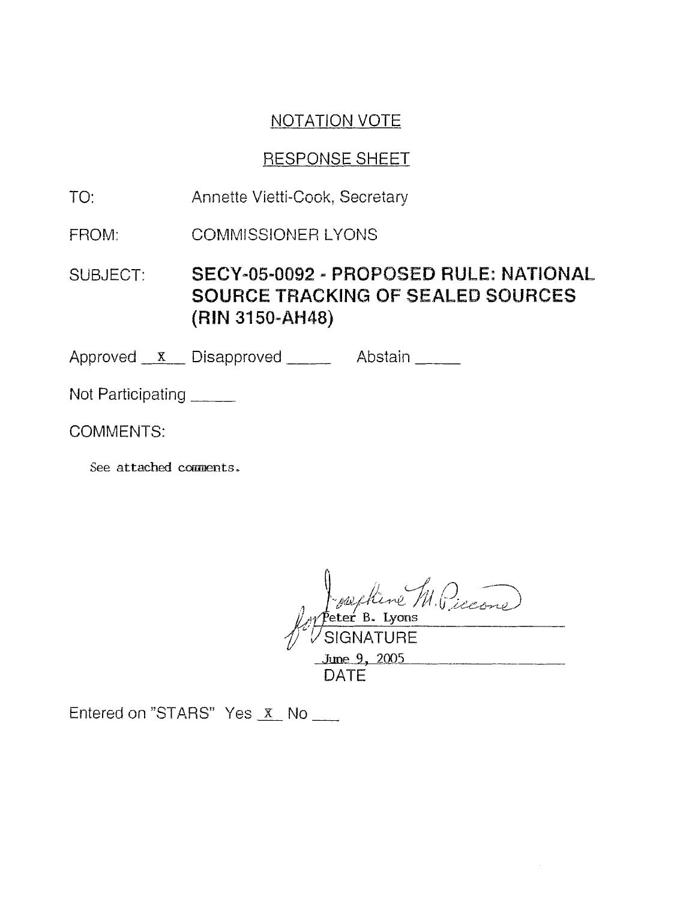## NOTATION VOTE

## RESPONSE SHEET

TO: Annette Vietti-Cook, Secretary

FROM: COMMISSIONER LYONS

SUBJECT: **SECY-05-0092 - PROPOSED RULE: NATIONAL SOURCE TRACKING OF SEALED SOURCES (RIN 3150-AH48)**

Approved __X__ Disapproved _____ Abstain _____

Not Participating _____

COMMENTS:

See attached comments.

Josephine M. Piccone
for Peter B. Lyons
SIGNATURE

June 9, 2005
DATE

Entered on "STARS" Yes _X_ No ___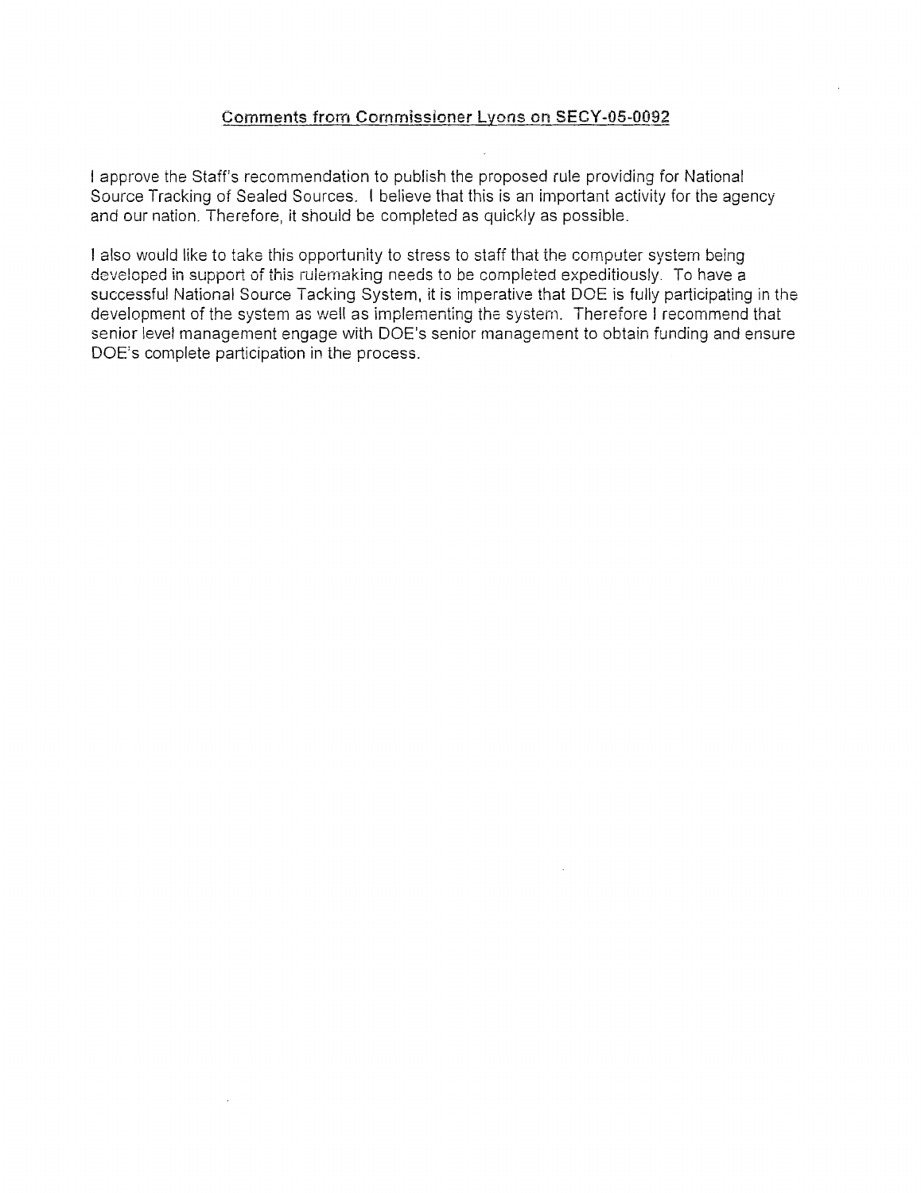**Comments from Commissioner Lyons on SECY-05-0092**

I approve the Staff's recommendation to publish the proposed rule providing for National Source Tracking of Sealed Sources. I believe that this is an important activity for the agency and our nation. Therefore, it should be completed as quickly as possible.

I also would like to take this opportunity to stress to staff that the computer system being developed in support of this rulemaking needs to be completed expeditiously. To have a successful National Source Tacking System, it is imperative that DOE is fully participating in the development of the system as well as implementing the system. Therefore I recommend that senior level management engage with DOE's senior management to obtain funding and ensure DOE's complete participation in the process.